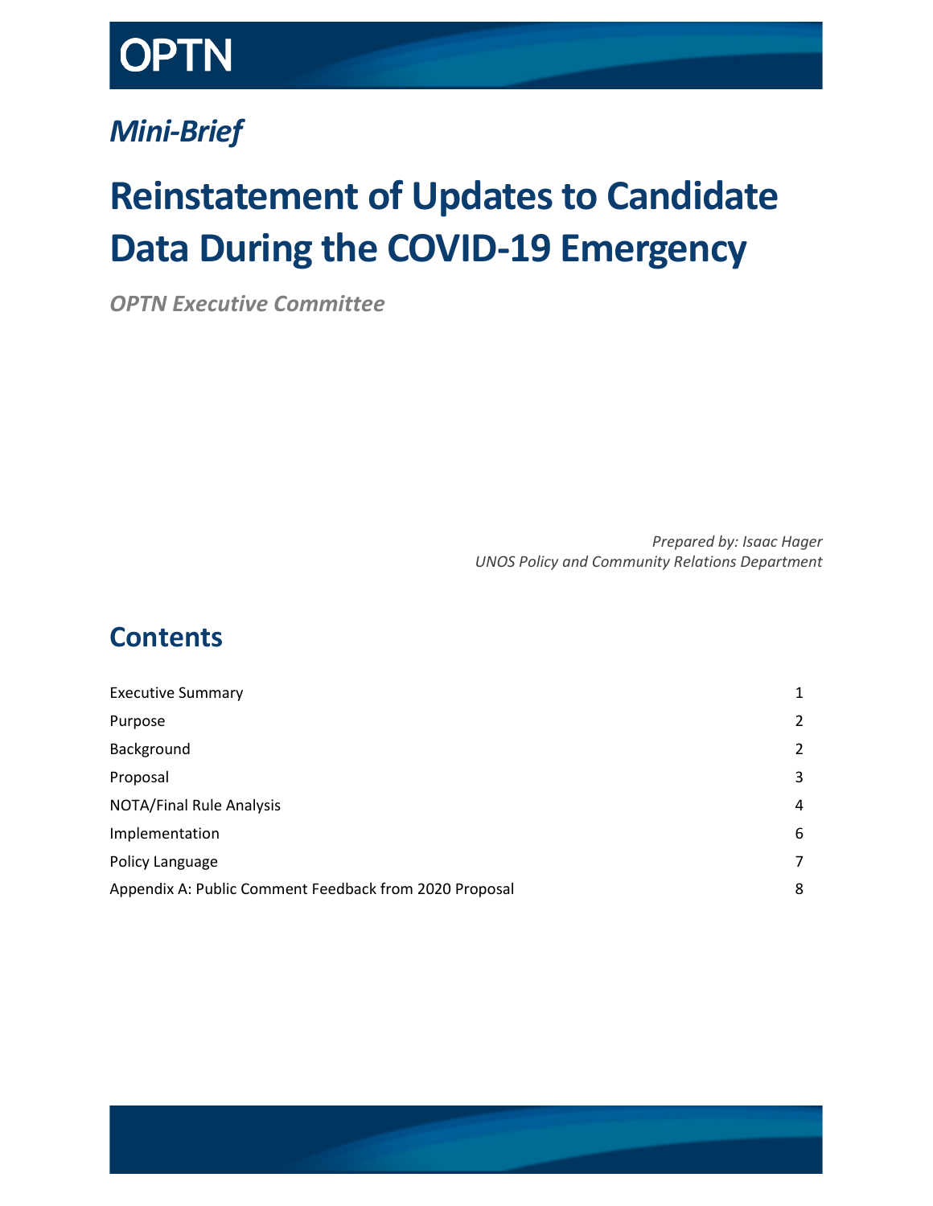# OPTN

## *Mini-Brief*

# Reinstatement of Updates to Candidate Data During the COVID-19 Emergency

***OPTN Executive Committee***

*Prepared by: Isaac Hager*
*UNOS Policy and Community Relations Department*

## Contents

| | |
|---|---|
| Executive Summary | 1 |
| Purpose | 2 |
| Background | 2 |
| Proposal | 3 |
| NOTA/Final Rule Analysis | 4 |
| Implementation | 6 |
| Policy Language | 7 |
| Appendix A: Public Comment Feedback from 2020 Proposal | 8 |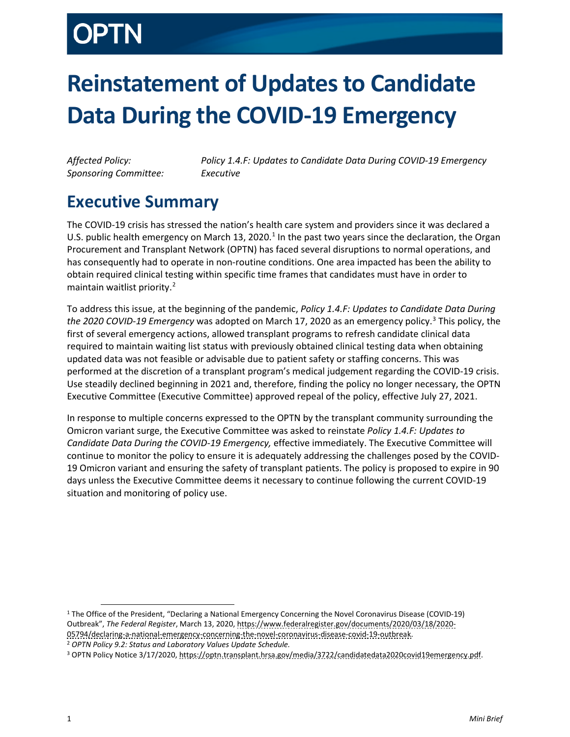# Reinstatement of Updates to Candidate Data During the COVID-19 Emergency

*Affected Policy:* *Policy 1.4.F: Updates to Candidate Data During COVID-19 Emergency*
*Sponsoring Committee:* *Executive*

## Executive Summary

The COVID-19 crisis has stressed the nation's health care system and providers since it was declared a U.S. public health emergency on March 13, 2020.[1] In the past two years since the declaration, the Organ Procurement and Transplant Network (OPTN) has faced several disruptions to normal operations, and has consequently had to operate in non-routine conditions. One area impacted has been the ability to obtain required clinical testing within specific time frames that candidates must have in order to maintain waitlist priority.[2]

To address this issue, at the beginning of the pandemic, *Policy 1.4.F: Updates to Candidate Data During the 2020 COVID-19 Emergency* was adopted on March 17, 2020 as an emergency policy.[3] This policy, the first of several emergency actions, allowed transplant programs to refresh candidate clinical data required to maintain waiting list status with previously obtained clinical testing data when obtaining updated data was not feasible or advisable due to patient safety or staffing concerns. This was performed at the discretion of a transplant program's medical judgement regarding the COVID-19 crisis. Use steadily declined beginning in 2021 and, therefore, finding the policy no longer necessary, the OPTN Executive Committee (Executive Committee) approved repeal of the policy, effective July 27, 2021.

In response to multiple concerns expressed to the OPTN by the transplant community surrounding the Omicron variant surge, the Executive Committee was asked to reinstate *Policy 1.4.F: Updates to Candidate Data During the COVID-19 Emergency,* effective immediately. The Executive Committee will continue to monitor the policy to ensure it is adequately addressing the challenges posed by the COVID-19 Omicron variant and ensuring the safety of transplant patients. The policy is proposed to expire in 90 days unless the Executive Committee deems it necessary to continue following the current COVID-19 situation and monitoring of policy use.

---

[1] The Office of the President, "Declaring a National Emergency Concerning the Novel Coronavirus Disease (COVID-19) Outbreak", *The Federal Register*, March 13, 2020, https://www.federalregister.gov/documents/2020/03/18/2020-05794/declaring-a-national-emergency-concerning-the-novel-coronavirus-disease-covid-19-outbreak.

[2] *OPTN Policy 9.2: Status and Laboratory Values Update Schedule.*

[3] OPTN Policy Notice 3/17/2020, https://optn.transplant.hrsa.gov/media/3722/candidatedata2020covid19emergency.pdf.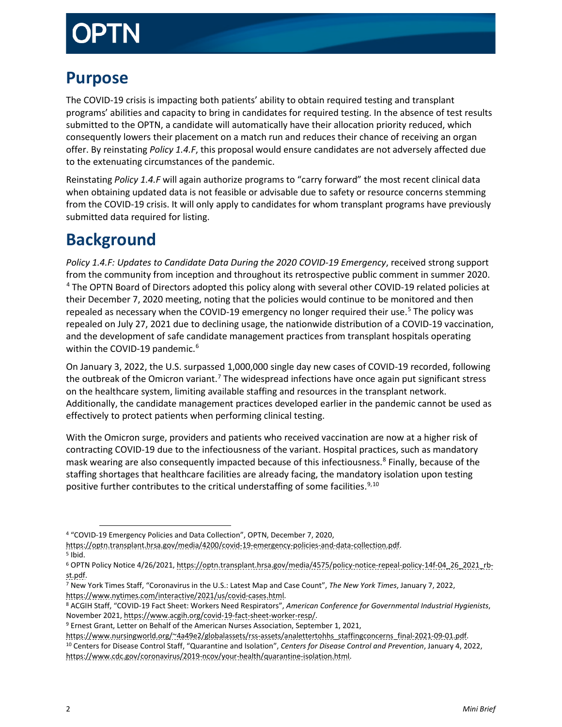# Purpose

The COVID-19 crisis is impacting both patients' ability to obtain required testing and transplant programs' abilities and capacity to bring in candidates for required testing. In the absence of test results submitted to the OPTN, a candidate will automatically have their allocation priority reduced, which consequently lowers their placement on a match run and reduces their chance of receiving an organ offer. By reinstating *Policy 1.4.F*, this proposal would ensure candidates are not adversely affected due to the extenuating circumstances of the pandemic.

Reinstating *Policy 1.4.F* will again authorize programs to "carry forward" the most recent clinical data when obtaining updated data is not feasible or advisable due to safety or resource concerns stemming from the COVID-19 crisis. It will only apply to candidates for whom transplant programs have previously submitted data required for listing.

# Background

*Policy 1.4.F: Updates to Candidate Data During the 2020 COVID-19 Emergency*, received strong support from the community from inception and throughout its retrospective public comment in summer 2020. [4] The OPTN Board of Directors adopted this policy along with several other COVID-19 related policies at their December 7, 2020 meeting, noting that the policies would continue to be monitored and then repealed as necessary when the COVID-19 emergency no longer required their use.[5] The policy was repealed on July 27, 2021 due to declining usage, the nationwide distribution of a COVID-19 vaccination, and the development of safe candidate management practices from transplant hospitals operating within the COVID-19 pandemic.[6]

On January 3, 2022, the U.S. surpassed 1,000,000 single day new cases of COVID-19 recorded, following the outbreak of the Omicron variant.[7] The widespread infections have once again put significant stress on the healthcare system, limiting available staffing and resources in the transplant network. Additionally, the candidate management practices developed earlier in the pandemic cannot be used as effectively to protect patients when performing clinical testing.

With the Omicron surge, providers and patients who received vaccination are now at a higher risk of contracting COVID-19 due to the infectiousness of the variant. Hospital practices, such as mandatory mask wearing are also consequently impacted because of this infectiousness.[8] Finally, because of the staffing shortages that healthcare facilities are already facing, the mandatory isolation upon testing positive further contributes to the critical understaffing of some facilities.[9,10]

---

[4] "COVID-19 Emergency Policies and Data Collection", OPTN, December 7, 2020, https://optn.transplant.hrsa.gov/media/4200/covid-19-emergency-policies-and-data-collection.pdf.

[5] Ibid.

[6] OPTN Policy Notice 4/26/2021, https://optn.transplant.hrsa.gov/media/4575/policy-notice-repeal-policy-14f-04_26_2021_rb-st.pdf.

[7] New York Times Staff, "Coronavirus in the U.S.: Latest Map and Case Count", *The New York Times*, January 7, 2022, https://www.nytimes.com/interactive/2021/us/covid-cases.html.

[8] ACGIH Staff, "COVID-19 Fact Sheet: Workers Need Respirators", *American Conference for Governmental Industrial Hygienists*, November 2021, https://www.acgih.org/covid-19-fact-sheet-worker-resp/.

[9] Ernest Grant, Letter on Behalf of the American Nurses Association, September 1, 2021, https://www.nursingworld.org/~4a49e2/globalassets/rss-assets/analettertohhs_staffingconcerns_final-2021-09-01.pdf.

[10] Centers for Disease Control Staff, "Quarantine and Isolation", *Centers for Disease Control and Prevention*, January 4, 2022, https://www.cdc.gov/coronavirus/2019-ncov/your-health/quarantine-isolation.html.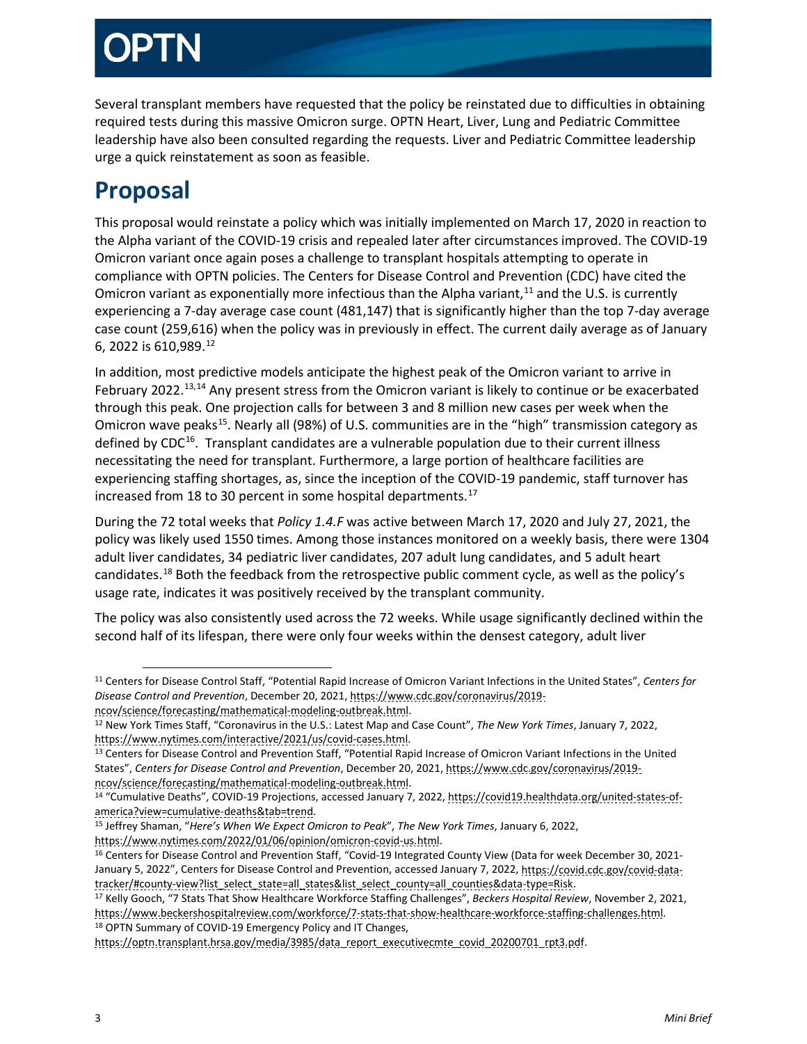Several transplant members have requested that the policy be reinstated due to difficulties in obtaining required tests during this massive Omicron surge. OPTN Heart, Liver, Lung and Pediatric Committee leadership have also been consulted regarding the requests. Liver and Pediatric Committee leadership urge a quick reinstatement as soon as feasible.

# Proposal

This proposal would reinstate a policy which was initially implemented on March 17, 2020 in reaction to the Alpha variant of the COVID-19 crisis and repealed later after circumstances improved. The COVID-19 Omicron variant once again poses a challenge to transplant hospitals attempting to operate in compliance with OPTN policies. The Centers for Disease Control and Prevention (CDC) have cited the Omicron variant as exponentially more infectious than the Alpha variant,[11] and the U.S. is currently experiencing a 7-day average case count (481,147) that is significantly higher than the top 7-day average case count (259,616) when the policy was in previously in effect. The current daily average as of January 6, 2022 is 610,989.[12]

In addition, most predictive models anticipate the highest peak of the Omicron variant to arrive in February 2022.[13,14] Any present stress from the Omicron variant is likely to continue or be exacerbated through this peak. One projection calls for between 3 and 8 million new cases per week when the Omicron wave peaks[15]. Nearly all (98%) of U.S. communities are in the "high" transmission category as defined by CDC[16]. Transplant candidates are a vulnerable population due to their current illness necessitating the need for transplant. Furthermore, a large portion of healthcare facilities are experiencing staffing shortages, as, since the inception of the COVID-19 pandemic, staff turnover has increased from 18 to 30 percent in some hospital departments.[17]

During the 72 total weeks that *Policy 1.4.F* was active between March 17, 2020 and July 27, 2021, the policy was likely used 1550 times. Among those instances monitored on a weekly basis, there were 1304 adult liver candidates, 34 pediatric liver candidates, 207 adult lung candidates, and 5 adult heart candidates.[18] Both the feedback from the retrospective public comment cycle, as well as the policy's usage rate, indicates it was positively received by the transplant community.

The policy was also consistently used across the 72 weeks. While usage significantly declined within the second half of its lifespan, there were only four weeks within the densest category, adult liver

---

[11] Centers for Disease Control Staff, "Potential Rapid Increase of Omicron Variant Infections in the United States", *Centers for Disease Control and Prevention*, December 20, 2021, https://www.cdc.gov/coronavirus/2019-ncov/science/forecasting/mathematical-modeling-outbreak.html.

[12] New York Times Staff, "Coronavirus in the U.S.: Latest Map and Case Count", *The New York Times*, January 7, 2022, https://www.nytimes.com/interactive/2021/us/covid-cases.html.

[13] Centers for Disease Control and Prevention Staff, "Potential Rapid Increase of Omicron Variant Infections in the United States", *Centers for Disease Control and Prevention*, December 20, 2021, https://www.cdc.gov/coronavirus/2019-ncov/science/forecasting/mathematical-modeling-outbreak.html.

[14] "Cumulative Deaths", COVID-19 Projections, accessed January 7, 2022, https://covid19.healthdata.org/united-states-of-america?view=cumulative-deaths&tab=trend.

[15] Jeffrey Shaman, "*Here's When We Expect Omicron to Peak*", *The New York Times*, January 6, 2022, https://www.nytimes.com/2022/01/06/opinion/omicron-covid-us.html.

[16] Centers for Disease Control and Prevention Staff, "Covid-19 Integrated County View (Data for week December 30, 2021-January 5, 2022", Centers for Disease Control and Prevention, accessed January 7, 2022, https://covid.cdc.gov/covid-data-tracker/#county-view?list_select_state=all_states&list_select_county=all_counties&data-type=Risk.

[17] Kelly Gooch, "7 Stats That Show Healthcare Workforce Staffing Challenges", *Beckers Hospital Review*, November 2, 2021, https://www.beckershospitalreview.com/workforce/7-stats-that-show-healthcare-workforce-staffing-challenges.html.

[18] OPTN Summary of COVID-19 Emergency Policy and IT Changes, https://optn.transplant.hrsa.gov/media/3985/data_report_executivecmte_covid_20200701_rpt3.pdf.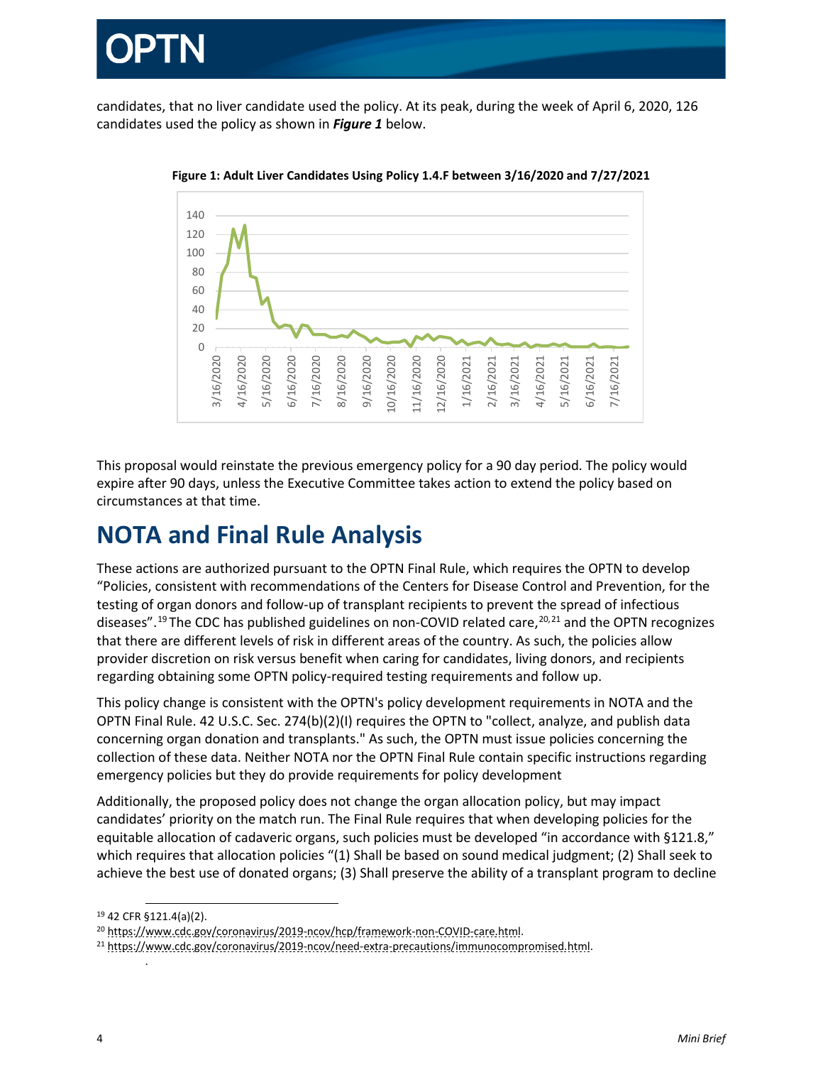candidates, that no liver candidate used the policy. At its peak, during the week of April 6, 2020, 126 candidates used the policy as shown in ***Figure 1*** below.

**Figure 1: Adult Liver Candidates Using Policy 1.4.F between 3/16/2020 and 7/27/2021**

This proposal would reinstate the previous emergency policy for a 90 day period. The policy would expire after 90 days, unless the Executive Committee takes action to extend the policy based on circumstances at that time.

# NOTA and Final Rule Analysis

These actions are authorized pursuant to the OPTN Final Rule, which requires the OPTN to develop "Policies, consistent with recommendations of the Centers for Disease Control and Prevention, for the testing of organ donors and follow-up of transplant recipients to prevent the spread of infectious diseases".[19] The CDC has published guidelines on non-COVID related care,[20,21] and the OPTN recognizes that there are different levels of risk in different areas of the country. As such, the policies allow provider discretion on risk versus benefit when caring for candidates, living donors, and recipients regarding obtaining some OPTN policy-required testing requirements and follow up.

This policy change is consistent with the OPTN's policy development requirements in NOTA and the OPTN Final Rule. 42 U.S.C. Sec. 274(b)(2)(I) requires the OPTN to "collect, analyze, and publish data concerning organ donation and transplants." As such, the OPTN must issue policies concerning the collection of these data. Neither NOTA nor the OPTN Final Rule contain specific instructions regarding emergency policies but they do provide requirements for policy development

Additionally, the proposed policy does not change the organ allocation policy, but may impact candidates' priority on the match run. The Final Rule requires that when developing policies for the equitable allocation of cadaveric organs, such policies must be developed "in accordance with §121.8," which requires that allocation policies "(1) Shall be based on sound medical judgment; (2) Shall seek to achieve the best use of donated organs; (3) Shall preserve the ability of a transplant program to decline

[19] 42 CFR §121.4(a)(2).

[20] https://www.cdc.gov/coronavirus/2019-ncov/hcp/framework-non-COVID-care.html.

[21] https://www.cdc.gov/coronavirus/2019-ncov/need-extra-precautions/immunocompromised.html.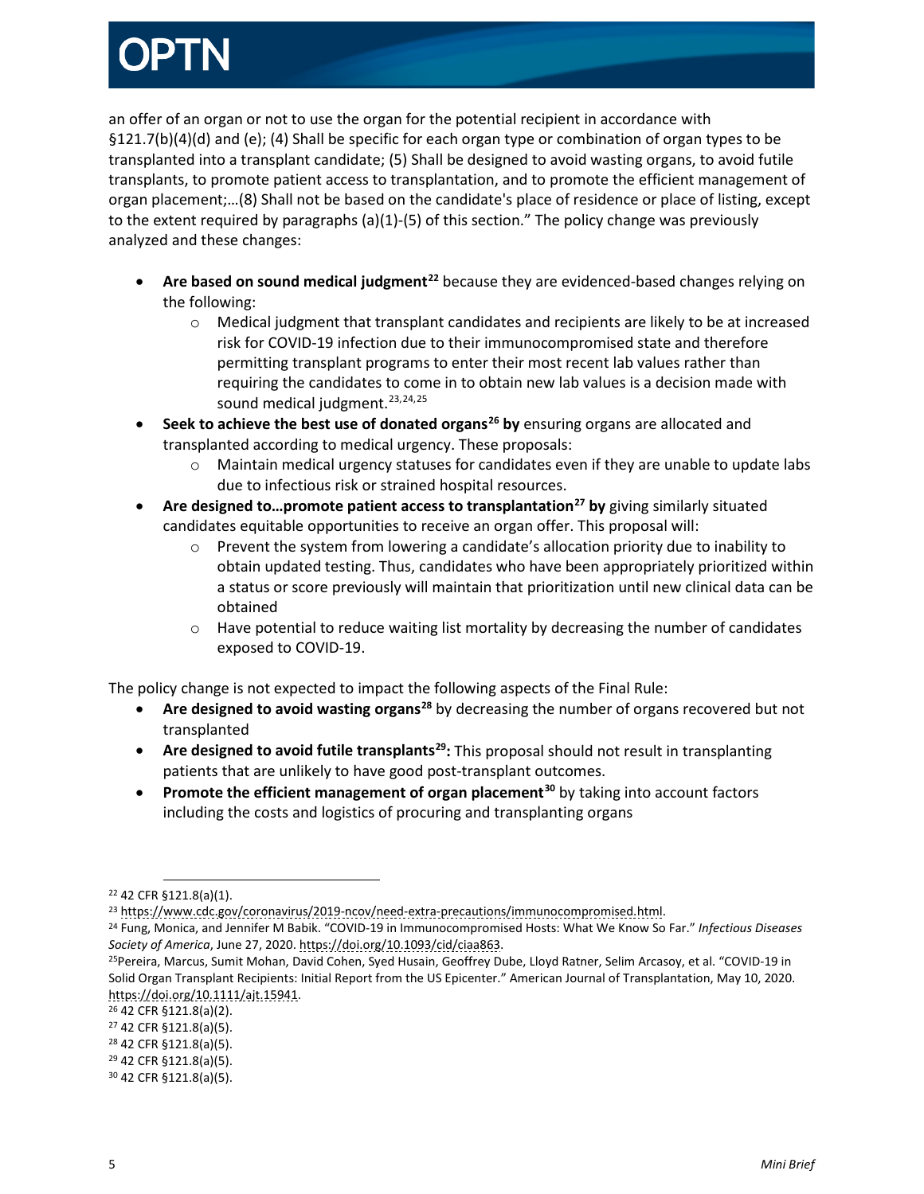an offer of an organ or not to use the organ for the potential recipient in accordance with §121.7(b)(4)(d) and (e); (4) Shall be specific for each organ type or combination of organ types to be transplanted into a transplant candidate; (5) Shall be designed to avoid wasting organs, to avoid futile transplants, to promote patient access to transplantation, and to promote the efficient management of organ placement;…(8) Shall not be based on the candidate's place of residence or place of listing, except to the extent required by paragraphs (a)(1)-(5) of this section." The policy change was previously analyzed and these changes:

- **Are based on sound medical judgment**[22] because they are evidenced-based changes relying on the following:
  - Medical judgment that transplant candidates and recipients are likely to be at increased risk for COVID-19 infection due to their immunocompromised state and therefore permitting transplant programs to enter their most recent lab values rather than requiring the candidates to come in to obtain new lab values is a decision made with sound medical judgment.[23,24,25]
- **Seek to achieve the best use of donated organs**[26] **by** ensuring organs are allocated and transplanted according to medical urgency. These proposals:
  - Maintain medical urgency statuses for candidates even if they are unable to update labs due to infectious risk or strained hospital resources.
- **Are designed to…promote patient access to transplantation**[27] **by** giving similarly situated candidates equitable opportunities to receive an organ offer. This proposal will:
  - Prevent the system from lowering a candidate's allocation priority due to inability to obtain updated testing. Thus, candidates who have been appropriately prioritized within a status or score previously will maintain that prioritization until new clinical data can be obtained
  - Have potential to reduce waiting list mortality by decreasing the number of candidates exposed to COVID-19.

The policy change is not expected to impact the following aspects of the Final Rule:

- **Are designed to avoid wasting organs**[28] by decreasing the number of organs recovered but not transplanted
- **Are designed to avoid futile transplants**[29]**:** This proposal should not result in transplanting patients that are unlikely to have good post-transplant outcomes.
- **Promote the efficient management of organ placement**[30] by taking into account factors including the costs and logistics of procuring and transplanting organs

---

[22] 42 CFR §121.8(a)(1).

[23] https://www.cdc.gov/coronavirus/2019-ncov/need-extra-precautions/immunocompromised.html.

[24] Fung, Monica, and Jennifer M Babik. "COVID-19 in Immunocompromised Hosts: What We Know So Far." *Infectious Diseases Society of America*, June 27, 2020. https://doi.org/10.1093/cid/ciaa863.

[25] Pereira, Marcus, Sumit Mohan, David Cohen, Syed Husain, Geoffrey Dube, Lloyd Ratner, Selim Arcasoy, et al. "COVID-19 in Solid Organ Transplant Recipients: Initial Report from the US Epicenter." American Journal of Transplantation, May 10, 2020. https://doi.org/10.1111/ajt.15941.

[26] 42 CFR §121.8(a)(2).

[27] 42 CFR §121.8(a)(5).

[28] 42 CFR §121.8(a)(5).

[29] 42 CFR §121.8(a)(5).

[30] 42 CFR §121.8(a)(5).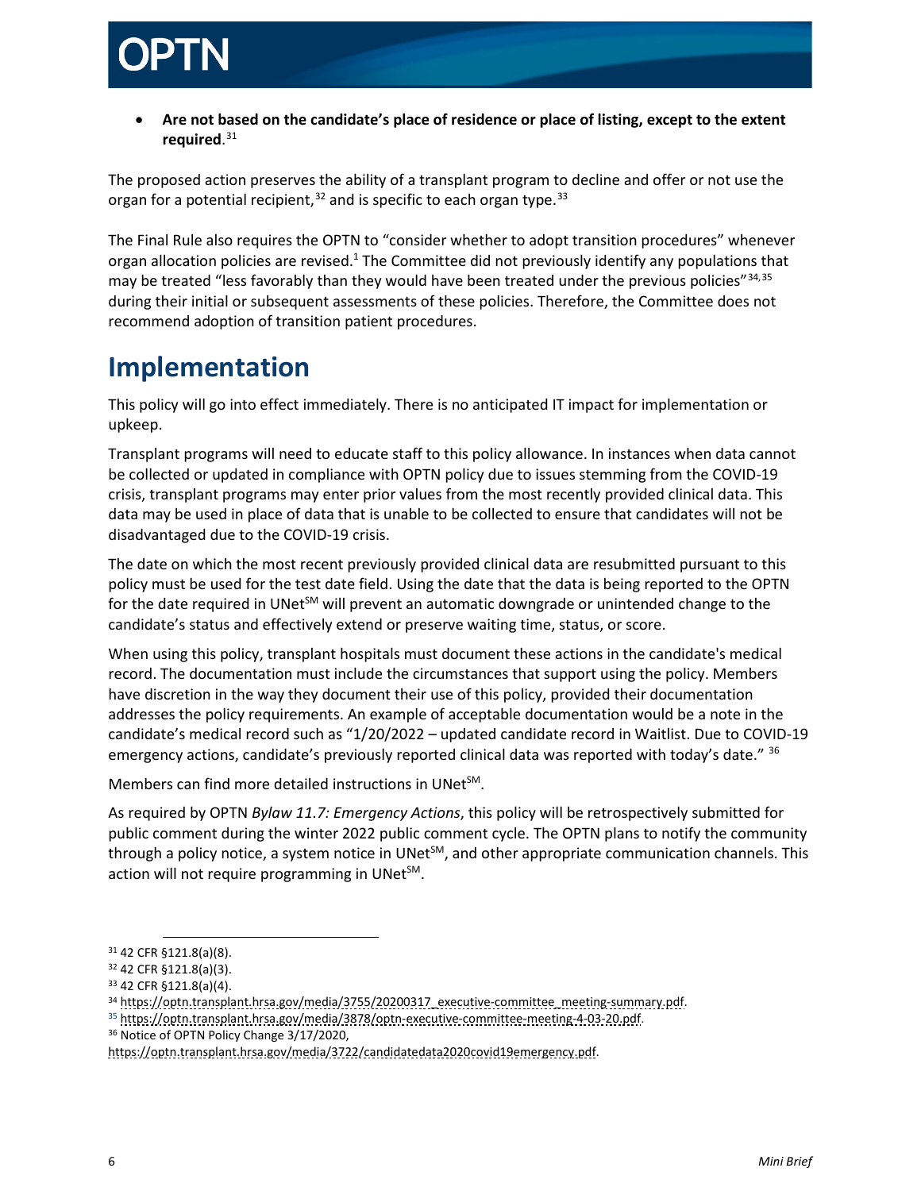- **Are not based on the candidate's place of residence or place of listing, except to the extent required**.[31]

The proposed action preserves the ability of a transplant program to decline and offer or not use the organ for a potential recipient,[32] and is specific to each organ type.[33]

The Final Rule also requires the OPTN to "consider whether to adopt transition procedures" whenever organ allocation policies are revised.[1] The Committee did not previously identify any populations that may be treated "less favorably than they would have been treated under the previous policies"[34,35] during their initial or subsequent assessments of these policies. Therefore, the Committee does not recommend adoption of transition patient procedures.

# Implementation

This policy will go into effect immediately. There is no anticipated IT impact for implementation or upkeep.

Transplant programs will need to educate staff to this policy allowance. In instances when data cannot be collected or updated in compliance with OPTN policy due to issues stemming from the COVID-19 crisis, transplant programs may enter prior values from the most recently provided clinical data. This data may be used in place of data that is unable to be collected to ensure that candidates will not be disadvantaged due to the COVID-19 crisis.

The date on which the most recent previously provided clinical data are resubmitted pursuant to this policy must be used for the test date field. Using the date that the data is being reported to the OPTN for the date required in UNet℠ will prevent an automatic downgrade or unintended change to the candidate's status and effectively extend or preserve waiting time, status, or score.

When using this policy, transplant hospitals must document these actions in the candidate's medical record. The documentation must include the circumstances that support using the policy. Members have discretion in the way they document their use of this policy, provided their documentation addresses the policy requirements. An example of acceptable documentation would be a note in the candidate's medical record such as "1/20/2022 – updated candidate record in Waitlist. Due to COVID-19 emergency actions, candidate's previously reported clinical data was reported with today's date." [36]

Members can find more detailed instructions in UNet℠.

As required by OPTN *Bylaw 11.7: Emergency Actions*, this policy will be retrospectively submitted for public comment during the winter 2022 public comment cycle. The OPTN plans to notify the community through a policy notice, a system notice in UNet℠, and other appropriate communication channels. This action will not require programming in UNet℠.

---

[31] 42 CFR §121.8(a)(8).

[32] 42 CFR §121.8(a)(3).

[33] 42 CFR §121.8(a)(4).

[34] https://optn.transplant.hrsa.gov/media/3755/20200317_executive-committee_meeting-summary.pdf.

[35] https://optn.transplant.hrsa.gov/media/3878/optn-executive-committee-meeting-4-03-20.pdf.

[36] Notice of OPTN Policy Change 3/17/2020, https://optn.transplant.hrsa.gov/media/3722/candidatedata2020covid19emergency.pdf.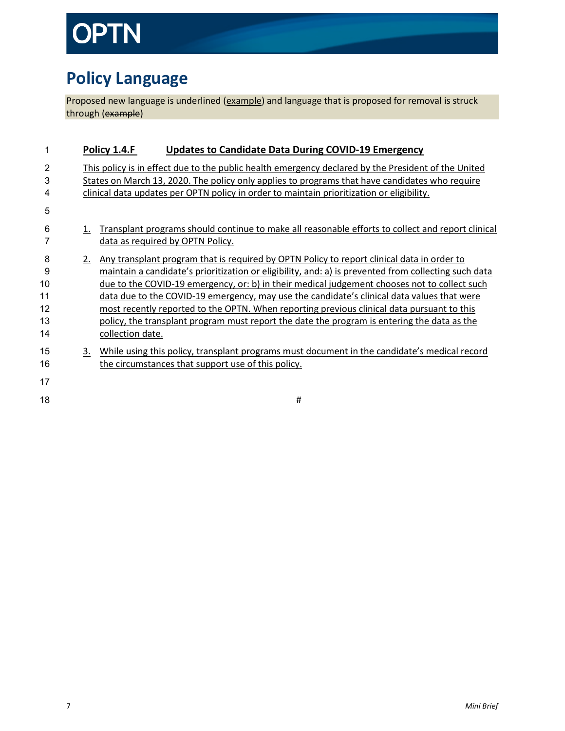# Policy Language

Proposed new language is underlined (<u>example</u>) and language that is proposed for removal is struck through (~~example~~)

**<u>Policy 1.4.F Updates to Candidate Data During COVID-19 Emergency</u>**

<u>This policy is in effect due to the public health emergency declared by the President of the United States on March 13, 2020. The policy only applies to programs that have candidates who require clinical data updates per OPTN policy in order to maintain prioritization or eligibility.</u>

1. <u>Transplant programs should continue to make all reasonable efforts to collect and report clinical data as required by OPTN Policy.</u>
2. <u>Any transplant program that is required by OPTN Policy to report clinical data in order to maintain a candidate's prioritization or eligibility, and: a) is prevented from collecting such data due to the COVID-19 emergency, or: b) in their medical judgement chooses not to collect such data due to the COVID-19 emergency, may use the candidate's clinical data values that were most recently reported to the OPTN. When reporting previous clinical data pursuant to this policy, the transplant program must report the date the program is entering the data as the collection date.</u>
3. <u>While using this policy, transplant programs must document in the candidate's medical record the circumstances that support use of this policy.</u>

#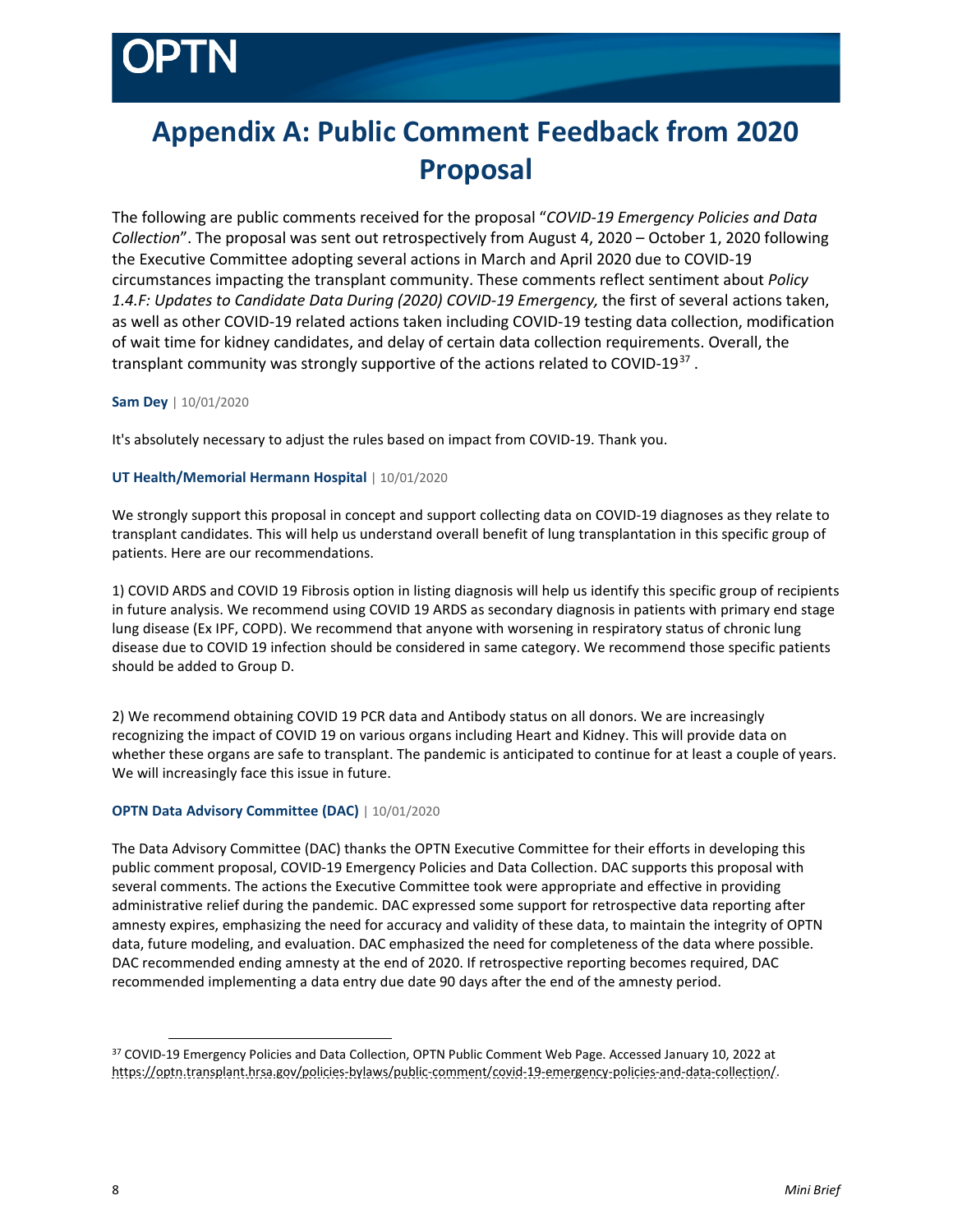# Appendix A: Public Comment Feedback from 2020 Proposal

The following are public comments received for the proposal "*COVID-19 Emergency Policies and Data Collection*". The proposal was sent out retrospectively from August 4, 2020 – October 1, 2020 following the Executive Committee adopting several actions in March and April 2020 due to COVID-19 circumstances impacting the transplant community. These comments reflect sentiment about *Policy 1.4.F: Updates to Candidate Data During (2020) COVID-19 Emergency,* the first of several actions taken, as well as other COVID-19 related actions taken including COVID-19 testing data collection, modification of wait time for kidney candidates, and delay of certain data collection requirements. Overall, the transplant community was strongly supportive of the actions related to COVID-19[37].

**Sam Dey** | 10/01/2020

It's absolutely necessary to adjust the rules based on impact from COVID-19. Thank you.

**UT Health/Memorial Hermann Hospital** | 10/01/2020

We strongly support this proposal in concept and support collecting data on COVID-19 diagnoses as they relate to transplant candidates. This will help us understand overall benefit of lung transplantation in this specific group of patients. Here are our recommendations.

1) COVID ARDS and COVID 19 Fibrosis option in listing diagnosis will help us identify this specific group of recipients in future analysis. We recommend using COVID 19 ARDS as secondary diagnosis in patients with primary end stage lung disease (Ex IPF, COPD). We recommend that anyone with worsening in respiratory status of chronic lung disease due to COVID 19 infection should be considered in same category. We recommend those specific patients should be added to Group D.

2) We recommend obtaining COVID 19 PCR data and Antibody status on all donors. We are increasingly recognizing the impact of COVID 19 on various organs including Heart and Kidney. This will provide data on whether these organs are safe to transplant. The pandemic is anticipated to continue for at least a couple of years. We will increasingly face this issue in future.

**OPTN Data Advisory Committee (DAC)** | 10/01/2020

The Data Advisory Committee (DAC) thanks the OPTN Executive Committee for their efforts in developing this public comment proposal, COVID-19 Emergency Policies and Data Collection. DAC supports this proposal with several comments. The actions the Executive Committee took were appropriate and effective in providing administrative relief during the pandemic. DAC expressed some support for retrospective data reporting after amnesty expires, emphasizing the need for accuracy and validity of these data, to maintain the integrity of OPTN data, future modeling, and evaluation. DAC emphasized the need for completeness of the data where possible. DAC recommended ending amnesty at the end of 2020. If retrospective reporting becomes required, DAC recommended implementing a data entry due date 90 days after the end of the amnesty period.

[37] COVID-19 Emergency Policies and Data Collection, OPTN Public Comment Web Page. Accessed January 10, 2022 at https://optn.transplant.hrsa.gov/policies-bylaws/public-comment/covid-19-emergency-policies-and-data-collection/.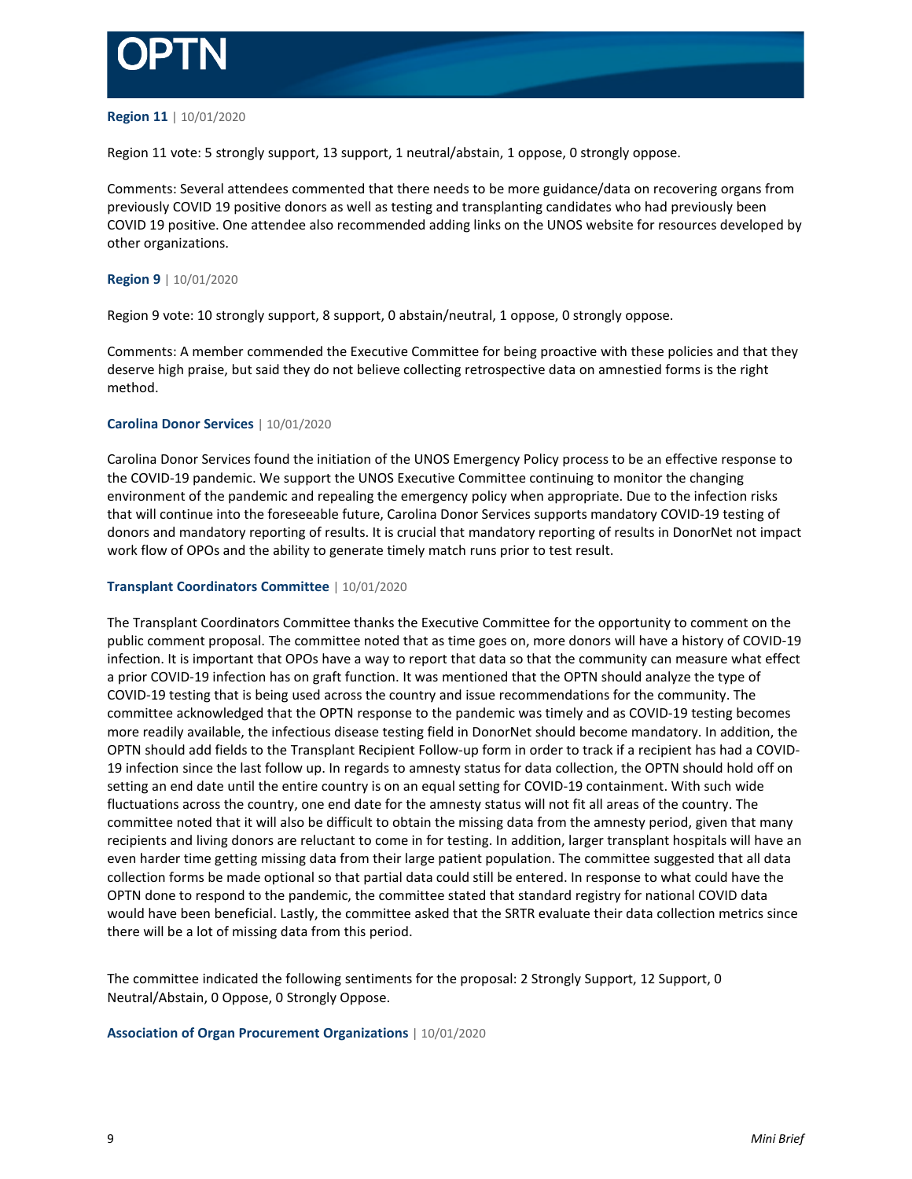**Region 11** | 10/01/2020

Region 11 vote: 5 strongly support, 13 support, 1 neutral/abstain, 1 oppose, 0 strongly oppose.

Comments: Several attendees commented that there needs to be more guidance/data on recovering organs from previously COVID 19 positive donors as well as testing and transplanting candidates who had previously been COVID 19 positive. One attendee also recommended adding links on the UNOS website for resources developed by other organizations.

**Region 9** | 10/01/2020

Region 9 vote: 10 strongly support, 8 support, 0 abstain/neutral, 1 oppose, 0 strongly oppose.

Comments: A member commended the Executive Committee for being proactive with these policies and that they deserve high praise, but said they do not believe collecting retrospective data on amnestied forms is the right method.

**Carolina Donor Services** | 10/01/2020

Carolina Donor Services found the initiation of the UNOS Emergency Policy process to be an effective response to the COVID-19 pandemic. We support the UNOS Executive Committee continuing to monitor the changing environment of the pandemic and repealing the emergency policy when appropriate. Due to the infection risks that will continue into the foreseeable future, Carolina Donor Services supports mandatory COVID-19 testing of donors and mandatory reporting of results. It is crucial that mandatory reporting of results in DonorNet not impact work flow of OPOs and the ability to generate timely match runs prior to test result.

**Transplant Coordinators Committee** | 10/01/2020

The Transplant Coordinators Committee thanks the Executive Committee for the opportunity to comment on the public comment proposal. The committee noted that as time goes on, more donors will have a history of COVID-19 infection. It is important that OPOs have a way to report that data so that the community can measure what effect a prior COVID-19 infection has on graft function. It was mentioned that the OPTN should analyze the type of COVID-19 testing that is being used across the country and issue recommendations for the community. The committee acknowledged that the OPTN response to the pandemic was timely and as COVID-19 testing becomes more readily available, the infectious disease testing field in DonorNet should become mandatory. In addition, the OPTN should add fields to the Transplant Recipient Follow-up form in order to track if a recipient has had a COVID-19 infection since the last follow up. In regards to amnesty status for data collection, the OPTN should hold off on setting an end date until the entire country is on an equal setting for COVID-19 containment. With such wide fluctuations across the country, one end date for the amnesty status will not fit all areas of the country. The committee noted that it will also be difficult to obtain the missing data from the amnesty period, given that many recipients and living donors are reluctant to come in for testing. In addition, larger transplant hospitals will have an even harder time getting missing data from their large patient population. The committee suggested that all data collection forms be made optional so that partial data could still be entered. In response to what could have the OPTN done to respond to the pandemic, the committee stated that standard registry for national COVID data would have been beneficial. Lastly, the committee asked that the SRTR evaluate their data collection metrics since there will be a lot of missing data from this period.

The committee indicated the following sentiments for the proposal: 2 Strongly Support, 12 Support, 0 Neutral/Abstain, 0 Oppose, 0 Strongly Oppose.

**Association of Organ Procurement Organizations** | 10/01/2020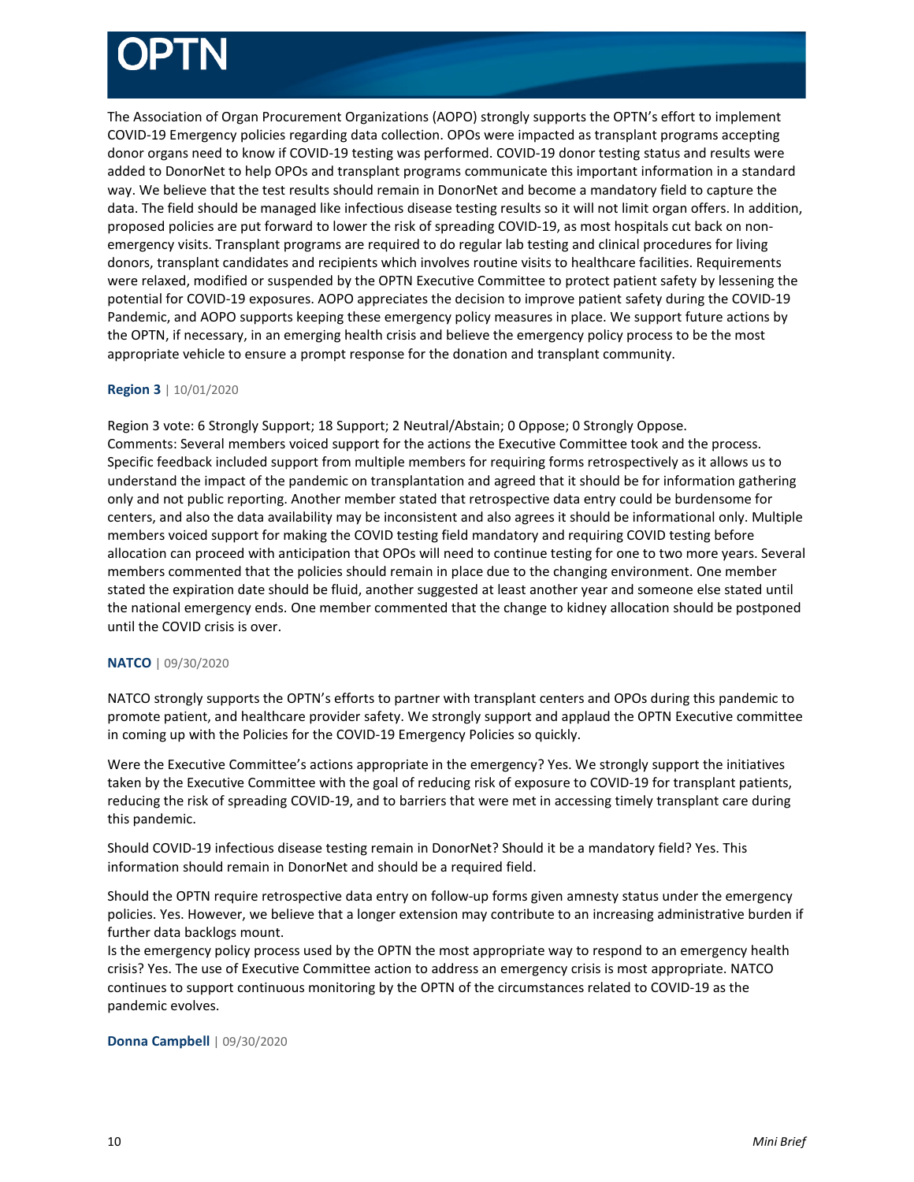The Association of Organ Procurement Organizations (AOPO) strongly supports the OPTN's effort to implement COVID-19 Emergency policies regarding data collection. OPOs were impacted as transplant programs accepting donor organs need to know if COVID-19 testing was performed. COVID-19 donor testing status and results were added to DonorNet to help OPOs and transplant programs communicate this important information in a standard way. We believe that the test results should remain in DonorNet and become a mandatory field to capture the data. The field should be managed like infectious disease testing results so it will not limit organ offers. In addition, proposed policies are put forward to lower the risk of spreading COVID-19, as most hospitals cut back on non-emergency visits. Transplant programs are required to do regular lab testing and clinical procedures for living donors, transplant candidates and recipients which involves routine visits to healthcare facilities. Requirements were relaxed, modified or suspended by the OPTN Executive Committee to protect patient safety by lessening the potential for COVID-19 exposures. AOPO appreciates the decision to improve patient safety during the COVID-19 Pandemic, and AOPO supports keeping these emergency policy measures in place. We support future actions by the OPTN, if necessary, in an emerging health crisis and believe the emergency policy process to be the most appropriate vehicle to ensure a prompt response for the donation and transplant community.

**Region 3** | 10/01/2020

Region 3 vote: 6 Strongly Support; 18 Support; 2 Neutral/Abstain; 0 Oppose; 0 Strongly Oppose.
Comments: Several members voiced support for the actions the Executive Committee took and the process. Specific feedback included support from multiple members for requiring forms retrospectively as it allows us to understand the impact of the pandemic on transplantation and agreed that it should be for information gathering only and not public reporting. Another member stated that retrospective data entry could be burdensome for centers, and also the data availability may be inconsistent and also agrees it should be informational only. Multiple members voiced support for making the COVID testing field mandatory and requiring COVID testing before allocation can proceed with anticipation that OPOs will need to continue testing for one to two more years. Several members commented that the policies should remain in place due to the changing environment. One member stated the expiration date should be fluid, another suggested at least another year and someone else stated until the national emergency ends. One member commented that the change to kidney allocation should be postponed until the COVID crisis is over.

**NATCO** | 09/30/2020

NATCO strongly supports the OPTN's efforts to partner with transplant centers and OPOs during this pandemic to promote patient, and healthcare provider safety. We strongly support and applaud the OPTN Executive committee in coming up with the Policies for the COVID-19 Emergency Policies so quickly.

Were the Executive Committee's actions appropriate in the emergency? Yes. We strongly support the initiatives taken by the Executive Committee with the goal of reducing risk of exposure to COVID-19 for transplant patients, reducing the risk of spreading COVID-19, and to barriers that were met in accessing timely transplant care during this pandemic.

Should COVID-19 infectious disease testing remain in DonorNet? Should it be a mandatory field? Yes. This information should remain in DonorNet and should be a required field.

Should the OPTN require retrospective data entry on follow-up forms given amnesty status under the emergency policies. Yes. However, we believe that a longer extension may contribute to an increasing administrative burden if further data backlogs mount.
Is the emergency policy process used by the OPTN the most appropriate way to respond to an emergency health crisis? Yes. The use of Executive Committee action to address an emergency crisis is most appropriate. NATCO continues to support continuous monitoring by the OPTN of the circumstances related to COVID-19 as the pandemic evolves.

**Donna Campbell** | 09/30/2020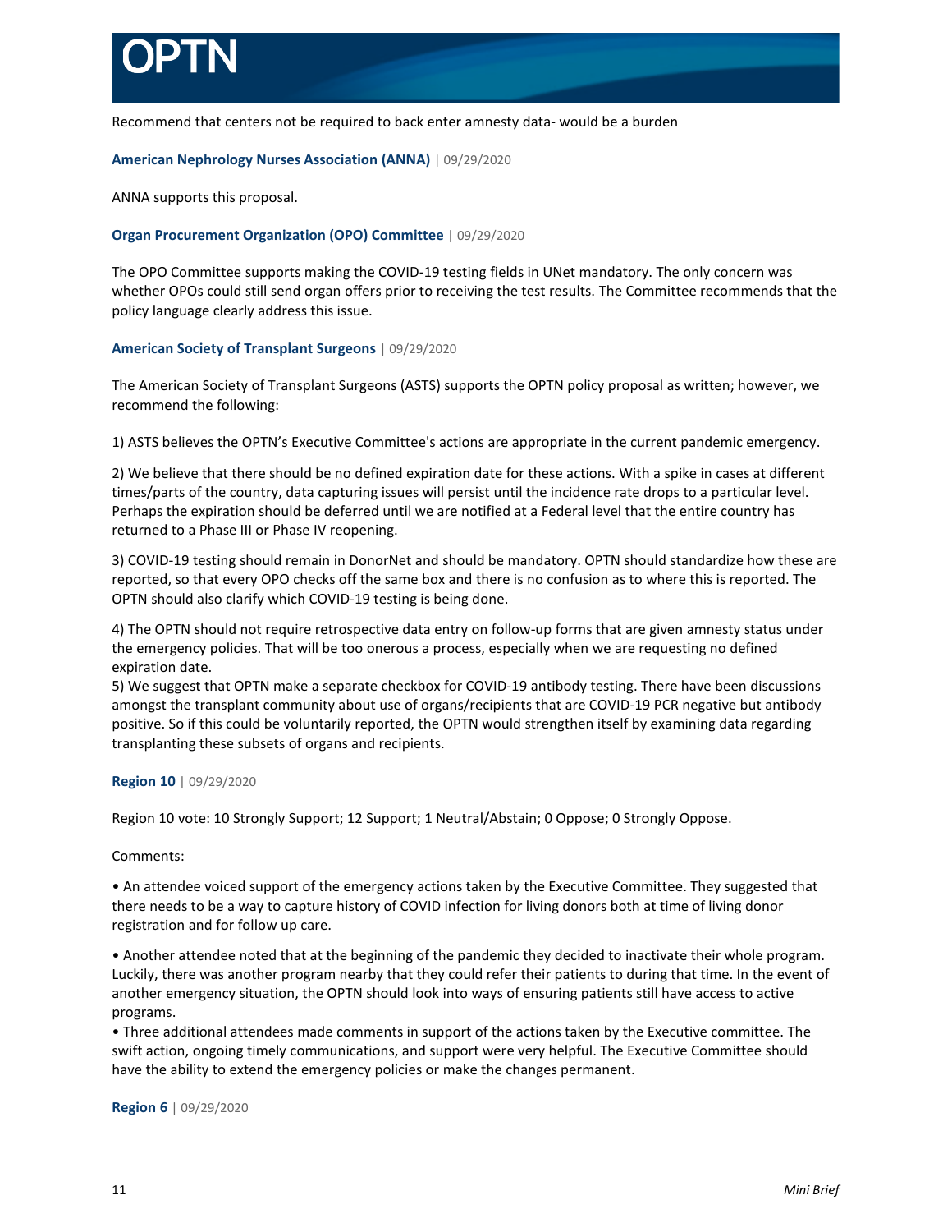Recommend that centers not be required to back enter amnesty data- would be a burden

**American Nephrology Nurses Association (ANNA)** | 09/29/2020

ANNA supports this proposal.

**Organ Procurement Organization (OPO) Committee** | 09/29/2020

The OPO Committee supports making the COVID-19 testing fields in UNet mandatory. The only concern was whether OPOs could still send organ offers prior to receiving the test results. The Committee recommends that the policy language clearly address this issue.

**American Society of Transplant Surgeons** | 09/29/2020

The American Society of Transplant Surgeons (ASTS) supports the OPTN policy proposal as written; however, we recommend the following:

1) ASTS believes the OPTN's Executive Committee's actions are appropriate in the current pandemic emergency.

2) We believe that there should be no defined expiration date for these actions. With a spike in cases at different times/parts of the country, data capturing issues will persist until the incidence rate drops to a particular level. Perhaps the expiration should be deferred until we are notified at a Federal level that the entire country has returned to a Phase III or Phase IV reopening.

3) COVID-19 testing should remain in DonorNet and should be mandatory. OPTN should standardize how these are reported, so that every OPO checks off the same box and there is no confusion as to where this is reported. The OPTN should also clarify which COVID-19 testing is being done.

4) The OPTN should not require retrospective data entry on follow-up forms that are given amnesty status under the emergency policies. That will be too onerous a process, especially when we are requesting no defined expiration date.

5) We suggest that OPTN make a separate checkbox for COVID-19 antibody testing. There have been discussions amongst the transplant community about use of organs/recipients that are COVID-19 PCR negative but antibody positive. So if this could be voluntarily reported, the OPTN would strengthen itself by examining data regarding transplanting these subsets of organs and recipients.

**Region 10** | 09/29/2020

Region 10 vote: 10 Strongly Support; 12 Support; 1 Neutral/Abstain; 0 Oppose; 0 Strongly Oppose.

Comments:

- An attendee voiced support of the emergency actions taken by the Executive Committee. They suggested that there needs to be a way to capture history of COVID infection for living donors both at time of living donor registration and for follow up care.
- Another attendee noted that at the beginning of the pandemic they decided to inactivate their whole program. Luckily, there was another program nearby that they could refer their patients to during that time. In the event of another emergency situation, the OPTN should look into ways of ensuring patients still have access to active programs.
- Three additional attendees made comments in support of the actions taken by the Executive committee. The swift action, ongoing timely communications, and support were very helpful. The Executive Committee should have the ability to extend the emergency policies or make the changes permanent.

**Region 6** | 09/29/2020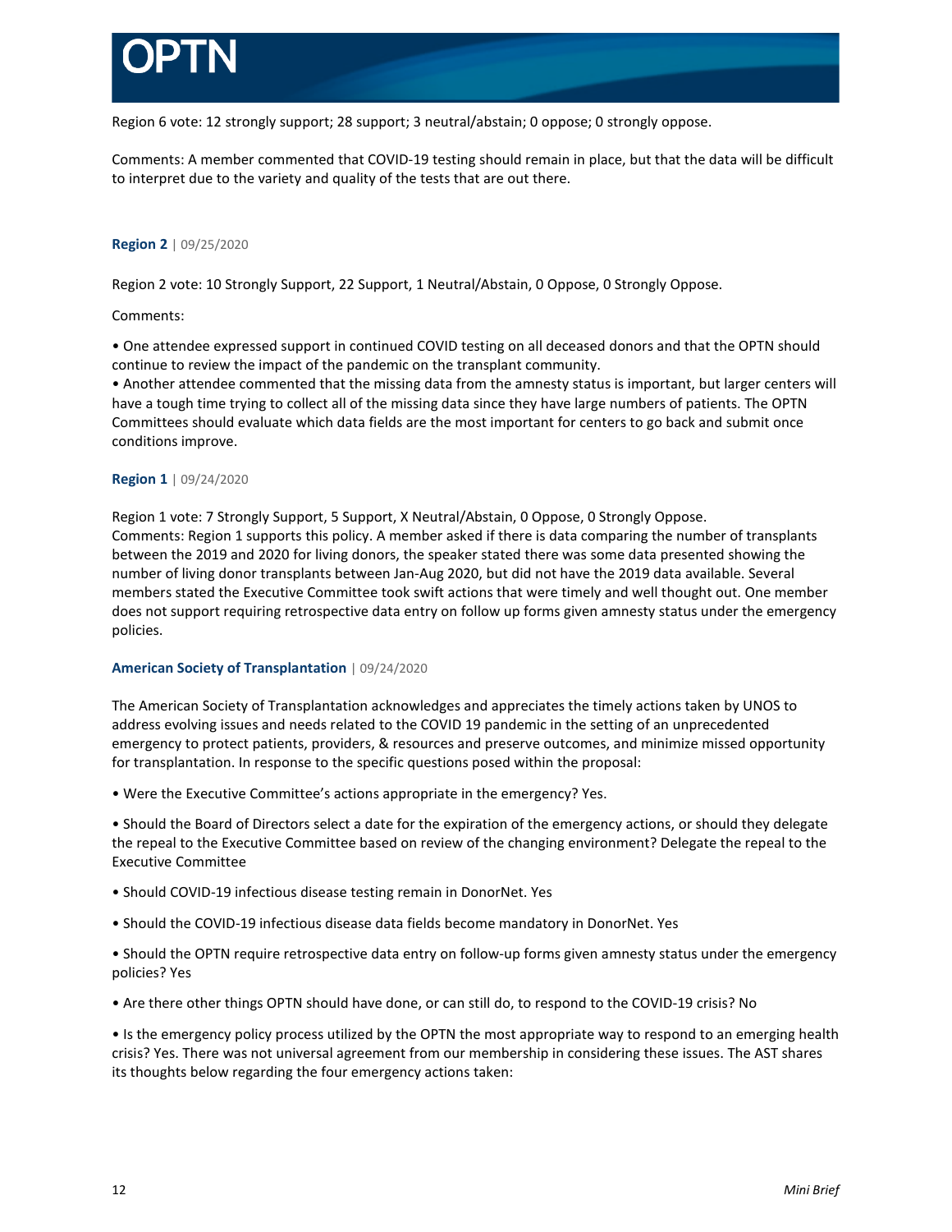Region 6 vote: 12 strongly support; 28 support; 3 neutral/abstain; 0 oppose; 0 strongly oppose.

Comments: A member commented that COVID-19 testing should remain in place, but that the data will be difficult to interpret due to the variety and quality of the tests that are out there.

**Region 2** | 09/25/2020

Region 2 vote: 10 Strongly Support, 22 Support, 1 Neutral/Abstain, 0 Oppose, 0 Strongly Oppose.

Comments:

• One attendee expressed support in continued COVID testing on all deceased donors and that the OPTN should continue to review the impact of the pandemic on the transplant community.
• Another attendee commented that the missing data from the amnesty status is important, but larger centers will have a tough time trying to collect all of the missing data since they have large numbers of patients. The OPTN Committees should evaluate which data fields are the most important for centers to go back and submit once conditions improve.

**Region 1** | 09/24/2020

Region 1 vote: 7 Strongly Support, 5 Support, X Neutral/Abstain, 0 Oppose, 0 Strongly Oppose.
Comments: Region 1 supports this policy. A member asked if there is data comparing the number of transplants between the 2019 and 2020 for living donors, the speaker stated there was some data presented showing the number of living donor transplants between Jan-Aug 2020, but did not have the 2019 data available. Several members stated the Executive Committee took swift actions that were timely and well thought out. One member does not support requiring retrospective data entry on follow up forms given amnesty status under the emergency policies.

**American Society of Transplantation** | 09/24/2020

The American Society of Transplantation acknowledges and appreciates the timely actions taken by UNOS to address evolving issues and needs related to the COVID 19 pandemic in the setting of an unprecedented emergency to protect patients, providers, & resources and preserve outcomes, and minimize missed opportunity for transplantation. In response to the specific questions posed within the proposal:

• Were the Executive Committee's actions appropriate in the emergency? Yes.

• Should the Board of Directors select a date for the expiration of the emergency actions, or should they delegate the repeal to the Executive Committee based on review of the changing environment? Delegate the repeal to the Executive Committee

• Should COVID-19 infectious disease testing remain in DonorNet. Yes

• Should the COVID-19 infectious disease data fields become mandatory in DonorNet. Yes

• Should the OPTN require retrospective data entry on follow-up forms given amnesty status under the emergency policies? Yes

• Are there other things OPTN should have done, or can still do, to respond to the COVID-19 crisis? No

• Is the emergency policy process utilized by the OPTN the most appropriate way to respond to an emerging health crisis? Yes. There was not universal agreement from our membership in considering these issues. The AST shares its thoughts below regarding the four emergency actions taken: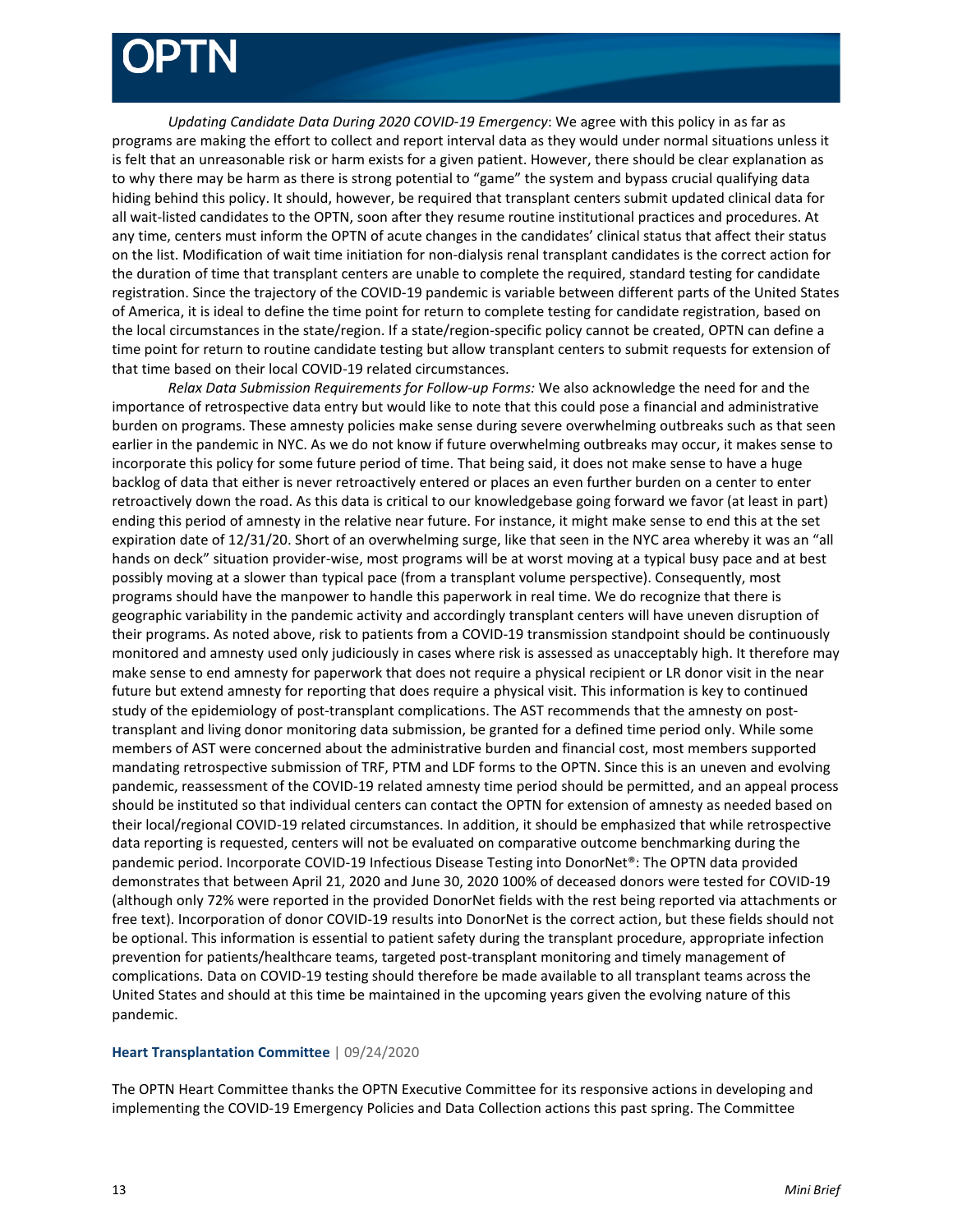*Updating Candidate Data During 2020 COVID-19 Emergency*: We agree with this policy in as far as programs are making the effort to collect and report interval data as they would under normal situations unless it is felt that an unreasonable risk or harm exists for a given patient. However, there should be clear explanation as to why there may be harm as there is strong potential to "game" the system and bypass crucial qualifying data hiding behind this policy. It should, however, be required that transplant centers submit updated clinical data for all wait-listed candidates to the OPTN, soon after they resume routine institutional practices and procedures. At any time, centers must inform the OPTN of acute changes in the candidates' clinical status that affect their status on the list. Modification of wait time initiation for non-dialysis renal transplant candidates is the correct action for the duration of time that transplant centers are unable to complete the required, standard testing for candidate registration. Since the trajectory of the COVID-19 pandemic is variable between different parts of the United States of America, it is ideal to define the time point for return to complete testing for candidate registration, based on the local circumstances in the state/region. If a state/region-specific policy cannot be created, OPTN can define a time point for return to routine candidate testing but allow transplant centers to submit requests for extension of that time based on their local COVID-19 related circumstances.

*Relax Data Submission Requirements for Follow-up Forms:* We also acknowledge the need for and the importance of retrospective data entry but would like to note that this could pose a financial and administrative burden on programs. These amnesty policies make sense during severe overwhelming outbreaks such as that seen earlier in the pandemic in NYC. As we do not know if future overwhelming outbreaks may occur, it makes sense to incorporate this policy for some future period of time. That being said, it does not make sense to have a huge backlog of data that either is never retroactively entered or places an even further burden on a center to enter retroactively down the road. As this data is critical to our knowledgebase going forward we favor (at least in part) ending this period of amnesty in the relative near future. For instance, it might make sense to end this at the set expiration date of 12/31/20. Short of an overwhelming surge, like that seen in the NYC area whereby it was an "all hands on deck" situation provider-wise, most programs will be at worst moving at a typical busy pace and at best possibly moving at a slower than typical pace (from a transplant volume perspective). Consequently, most programs should have the manpower to handle this paperwork in real time. We do recognize that there is geographic variability in the pandemic activity and accordingly transplant centers will have uneven disruption of their programs. As noted above, risk to patients from a COVID-19 transmission standpoint should be continuously monitored and amnesty used only judiciously in cases where risk is assessed as unacceptably high. It therefore may make sense to end amnesty for paperwork that does not require a physical recipient or LR donor visit in the near future but extend amnesty for reporting that does require a physical visit. This information is key to continued study of the epidemiology of post-transplant complications. The AST recommends that the amnesty on post-transplant and living donor monitoring data submission, be granted for a defined time period only. While some members of AST were concerned about the administrative burden and financial cost, most members supported mandating retrospective submission of TRF, PTM and LDF forms to the OPTN. Since this is an uneven and evolving pandemic, reassessment of the COVID-19 related amnesty time period should be permitted, and an appeal process should be instituted so that individual centers can contact the OPTN for extension of amnesty as needed based on their local/regional COVID-19 related circumstances. In addition, it should be emphasized that while retrospective data reporting is requested, centers will not be evaluated on comparative outcome benchmarking during the pandemic period. Incorporate COVID-19 Infectious Disease Testing into DonorNet®: The OPTN data provided demonstrates that between April 21, 2020 and June 30, 2020 100% of deceased donors were tested for COVID-19 (although only 72% were reported in the provided DonorNet fields with the rest being reported via attachments or free text). Incorporation of donor COVID-19 results into DonorNet is the correct action, but these fields should not be optional. This information is essential to patient safety during the transplant procedure, appropriate infection prevention for patients/healthcare teams, targeted post-transplant monitoring and timely management of complications. Data on COVID-19 testing should therefore be made available to all transplant teams across the United States and should at this time be maintained in the upcoming years given the evolving nature of this pandemic.

**Heart Transplantation Committee** | 09/24/2020

The OPTN Heart Committee thanks the OPTN Executive Committee for its responsive actions in developing and implementing the COVID-19 Emergency Policies and Data Collection actions this past spring. The Committee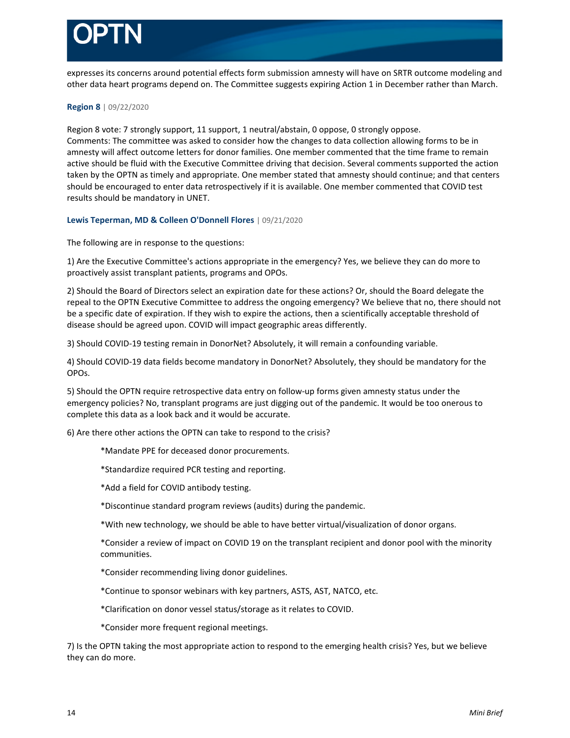expresses its concerns around potential effects form submission amnesty will have on SRTR outcome modeling and other data heart programs depend on. The Committee suggests expiring Action 1 in December rather than March.

**Region 8** | 09/22/2020

Region 8 vote: 7 strongly support, 11 support, 1 neutral/abstain, 0 oppose, 0 strongly oppose.
Comments: The committee was asked to consider how the changes to data collection allowing forms to be in amnesty will affect outcome letters for donor families. One member commented that the time frame to remain active should be fluid with the Executive Committee driving that decision. Several comments supported the action taken by the OPTN as timely and appropriate. One member stated that amnesty should continue; and that centers should be encouraged to enter data retrospectively if it is available. One member commented that COVID test results should be mandatory in UNET.

**Lewis Teperman, MD & Colleen O'Donnell Flores** | 09/21/2020

The following are in response to the questions:

1) Are the Executive Committee's actions appropriate in the emergency? Yes, we believe they can do more to proactively assist transplant patients, programs and OPOs.

2) Should the Board of Directors select an expiration date for these actions? Or, should the Board delegate the repeal to the OPTN Executive Committee to address the ongoing emergency? We believe that no, there should not be a specific date of expiration. If they wish to expire the actions, then a scientifically acceptable threshold of disease should be agreed upon. COVID will impact geographic areas differently.

3) Should COVID-19 testing remain in DonorNet? Absolutely, it will remain a confounding variable.

4) Should COVID-19 data fields become mandatory in DonorNet? Absolutely, they should be mandatory for the OPOs.

5) Should the OPTN require retrospective data entry on follow-up forms given amnesty status under the emergency policies? No, transplant programs are just digging out of the pandemic. It would be too onerous to complete this data as a look back and it would be accurate.

6) Are there other actions the OPTN can take to respond to the crisis?

*Mandate PPE for deceased donor procurements.

*Standardize required PCR testing and reporting.

*Add a field for COVID antibody testing.

*Discontinue standard program reviews (audits) during the pandemic.

*With new technology, we should be able to have better virtual/visualization of donor organs.

*Consider a review of impact on COVID 19 on the transplant recipient and donor pool with the minority communities.

*Consider recommending living donor guidelines.

*Continue to sponsor webinars with key partners, ASTS, AST, NATCO, etc.

*Clarification on donor vessel status/storage as it relates to COVID.

*Consider more frequent regional meetings.

7) Is the OPTN taking the most appropriate action to respond to the emerging health crisis? Yes, but we believe they can do more.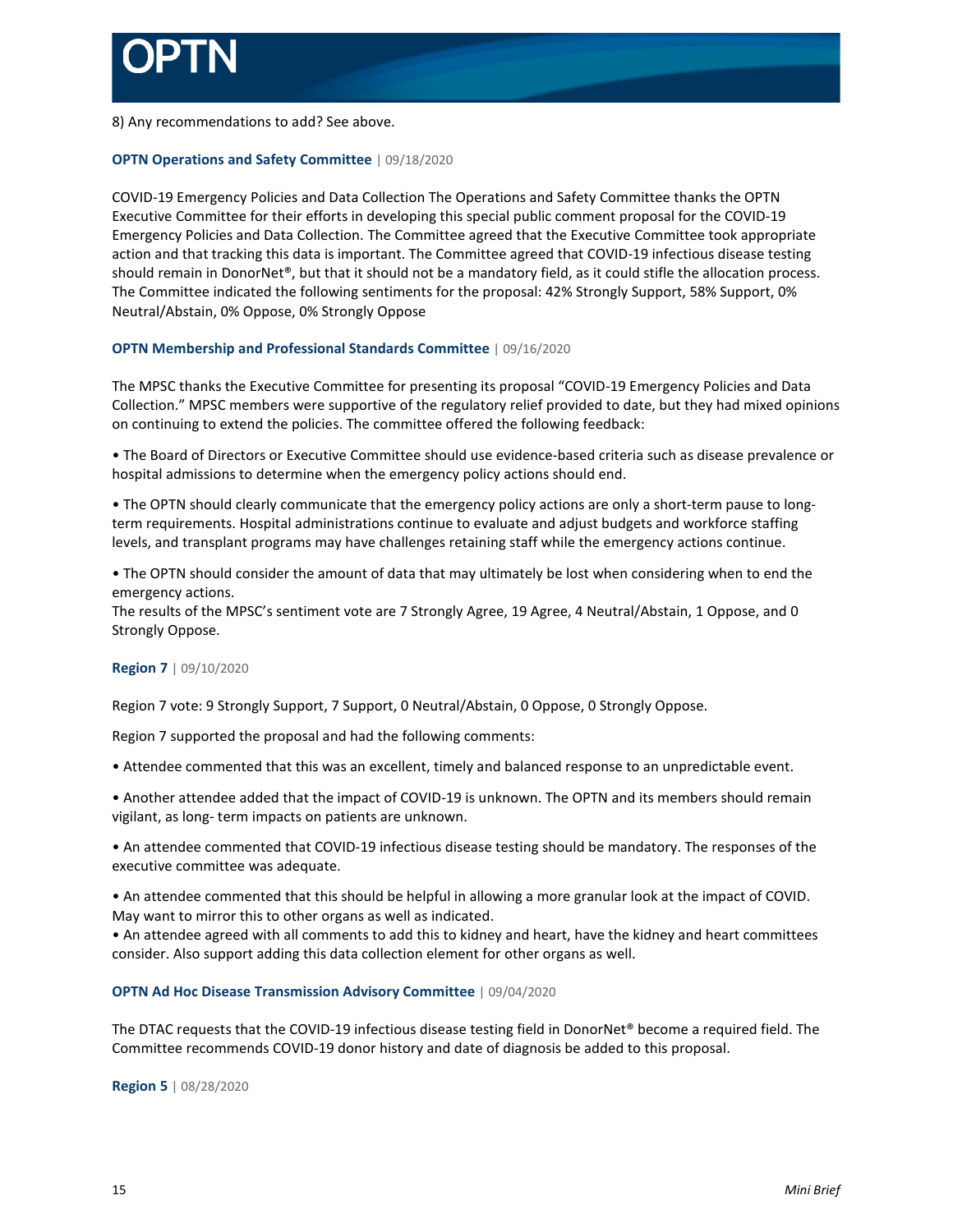8) Any recommendations to add? See above.

**OPTN Operations and Safety Committee** | 09/18/2020

COVID-19 Emergency Policies and Data Collection The Operations and Safety Committee thanks the OPTN Executive Committee for their efforts in developing this special public comment proposal for the COVID-19 Emergency Policies and Data Collection. The Committee agreed that the Executive Committee took appropriate action and that tracking this data is important. The Committee agreed that COVID-19 infectious disease testing should remain in DonorNet®, but that it should not be a mandatory field, as it could stifle the allocation process. The Committee indicated the following sentiments for the proposal: 42% Strongly Support, 58% Support, 0% Neutral/Abstain, 0% Oppose, 0% Strongly Oppose

**OPTN Membership and Professional Standards Committee** | 09/16/2020

The MPSC thanks the Executive Committee for presenting its proposal "COVID-19 Emergency Policies and Data Collection." MPSC members were supportive of the regulatory relief provided to date, but they had mixed opinions on continuing to extend the policies. The committee offered the following feedback:

• The Board of Directors or Executive Committee should use evidence-based criteria such as disease prevalence or hospital admissions to determine when the emergency policy actions should end.

• The OPTN should clearly communicate that the emergency policy actions are only a short-term pause to long-term requirements. Hospital administrations continue to evaluate and adjust budgets and workforce staffing levels, and transplant programs may have challenges retaining staff while the emergency actions continue.

• The OPTN should consider the amount of data that may ultimately be lost when considering when to end the emergency actions.
The results of the MPSC's sentiment vote are 7 Strongly Agree, 19 Agree, 4 Neutral/Abstain, 1 Oppose, and 0 Strongly Oppose.

**Region 7** | 09/10/2020

Region 7 vote: 9 Strongly Support, 7 Support, 0 Neutral/Abstain, 0 Oppose, 0 Strongly Oppose.

Region 7 supported the proposal and had the following comments:

• Attendee commented that this was an excellent, timely and balanced response to an unpredictable event.

• Another attendee added that the impact of COVID-19 is unknown. The OPTN and its members should remain vigilant, as long- term impacts on patients are unknown.

• An attendee commented that COVID-19 infectious disease testing should be mandatory. The responses of the executive committee was adequate.

• An attendee commented that this should be helpful in allowing a more granular look at the impact of COVID. May want to mirror this to other organs as well as indicated.
• An attendee agreed with all comments to add this to kidney and heart, have the kidney and heart committees consider. Also support adding this data collection element for other organs as well.

**OPTN Ad Hoc Disease Transmission Advisory Committee** | 09/04/2020

The DTAC requests that the COVID-19 infectious disease testing field in DonorNet® become a required field. The Committee recommends COVID-19 donor history and date of diagnosis be added to this proposal.

**Region 5** | 08/28/2020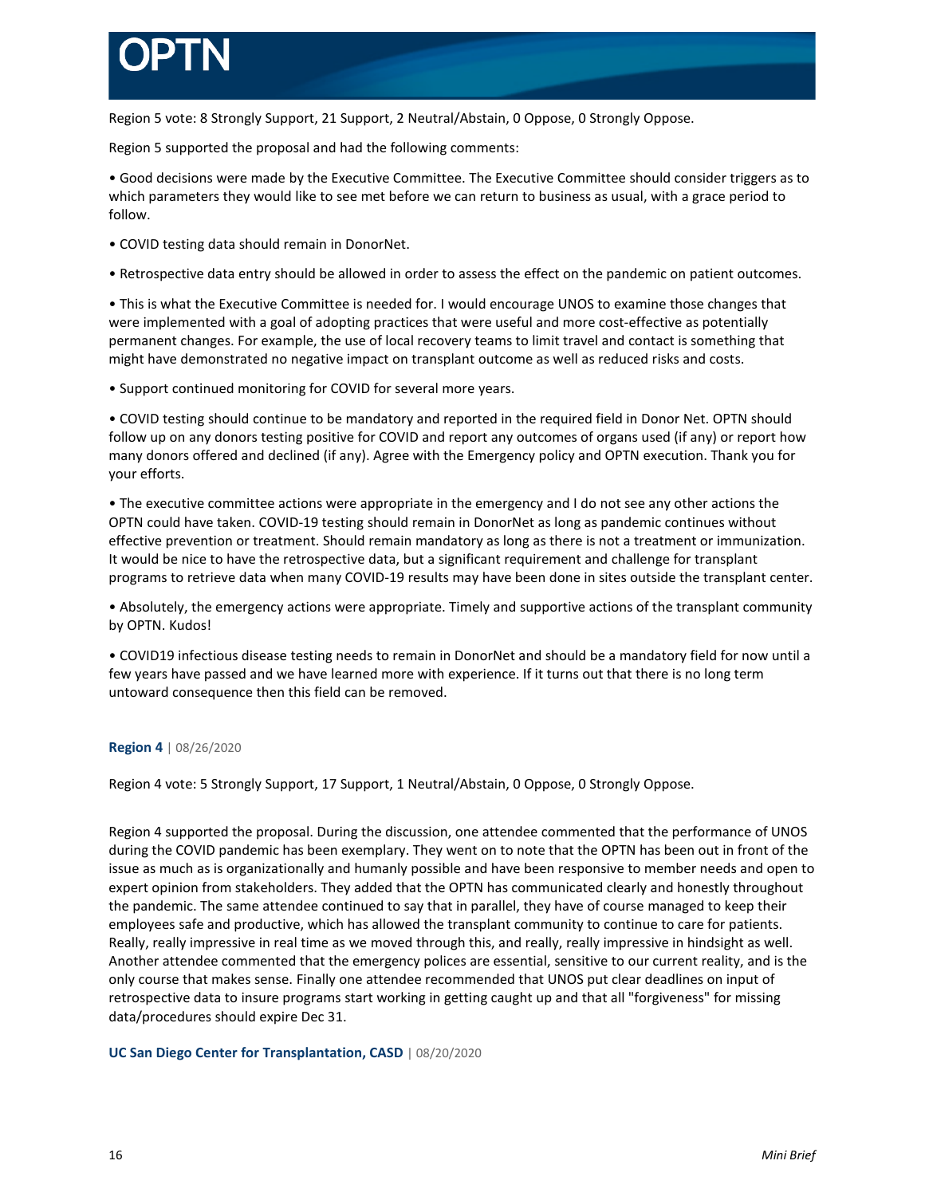Region 5 vote: 8 Strongly Support, 21 Support, 2 Neutral/Abstain, 0 Oppose, 0 Strongly Oppose.

Region 5 supported the proposal and had the following comments:

• Good decisions were made by the Executive Committee. The Executive Committee should consider triggers as to which parameters they would like to see met before we can return to business as usual, with a grace period to follow.

• COVID testing data should remain in DonorNet.

• Retrospective data entry should be allowed in order to assess the effect on the pandemic on patient outcomes.

• This is what the Executive Committee is needed for. I would encourage UNOS to examine those changes that were implemented with a goal of adopting practices that were useful and more cost-effective as potentially permanent changes. For example, the use of local recovery teams to limit travel and contact is something that might have demonstrated no negative impact on transplant outcome as well as reduced risks and costs.

• Support continued monitoring for COVID for several more years.

• COVID testing should continue to be mandatory and reported in the required field in Donor Net. OPTN should follow up on any donors testing positive for COVID and report any outcomes of organs used (if any) or report how many donors offered and declined (if any). Agree with the Emergency policy and OPTN execution. Thank you for your efforts.

• The executive committee actions were appropriate in the emergency and I do not see any other actions the OPTN could have taken. COVID-19 testing should remain in DonorNet as long as pandemic continues without effective prevention or treatment. Should remain mandatory as long as there is not a treatment or immunization. It would be nice to have the retrospective data, but a significant requirement and challenge for transplant programs to retrieve data when many COVID-19 results may have been done in sites outside the transplant center.

• Absolutely, the emergency actions were appropriate. Timely and supportive actions of the transplant community by OPTN. Kudos!

• COVID19 infectious disease testing needs to remain in DonorNet and should be a mandatory field for now until a few years have passed and we have learned more with experience. If it turns out that there is no long term untoward consequence then this field can be removed.

**Region 4** | 08/26/2020

Region 4 vote: 5 Strongly Support, 17 Support, 1 Neutral/Abstain, 0 Oppose, 0 Strongly Oppose.

Region 4 supported the proposal. During the discussion, one attendee commented that the performance of UNOS during the COVID pandemic has been exemplary. They went on to note that the OPTN has been out in front of the issue as much as is organizationally and humanly possible and have been responsive to member needs and open to expert opinion from stakeholders. They added that the OPTN has communicated clearly and honestly throughout the pandemic. The same attendee continued to say that in parallel, they have of course managed to keep their employees safe and productive, which has allowed the transplant community to continue to care for patients. Really, really impressive in real time as we moved through this, and really, really impressive in hindsight as well. Another attendee commented that the emergency polices are essential, sensitive to our current reality, and is the only course that makes sense. Finally one attendee recommended that UNOS put clear deadlines on input of retrospective data to insure programs start working in getting caught up and that all "forgiveness" for missing data/procedures should expire Dec 31.

**UC San Diego Center for Transplantation, CASD** | 08/20/2020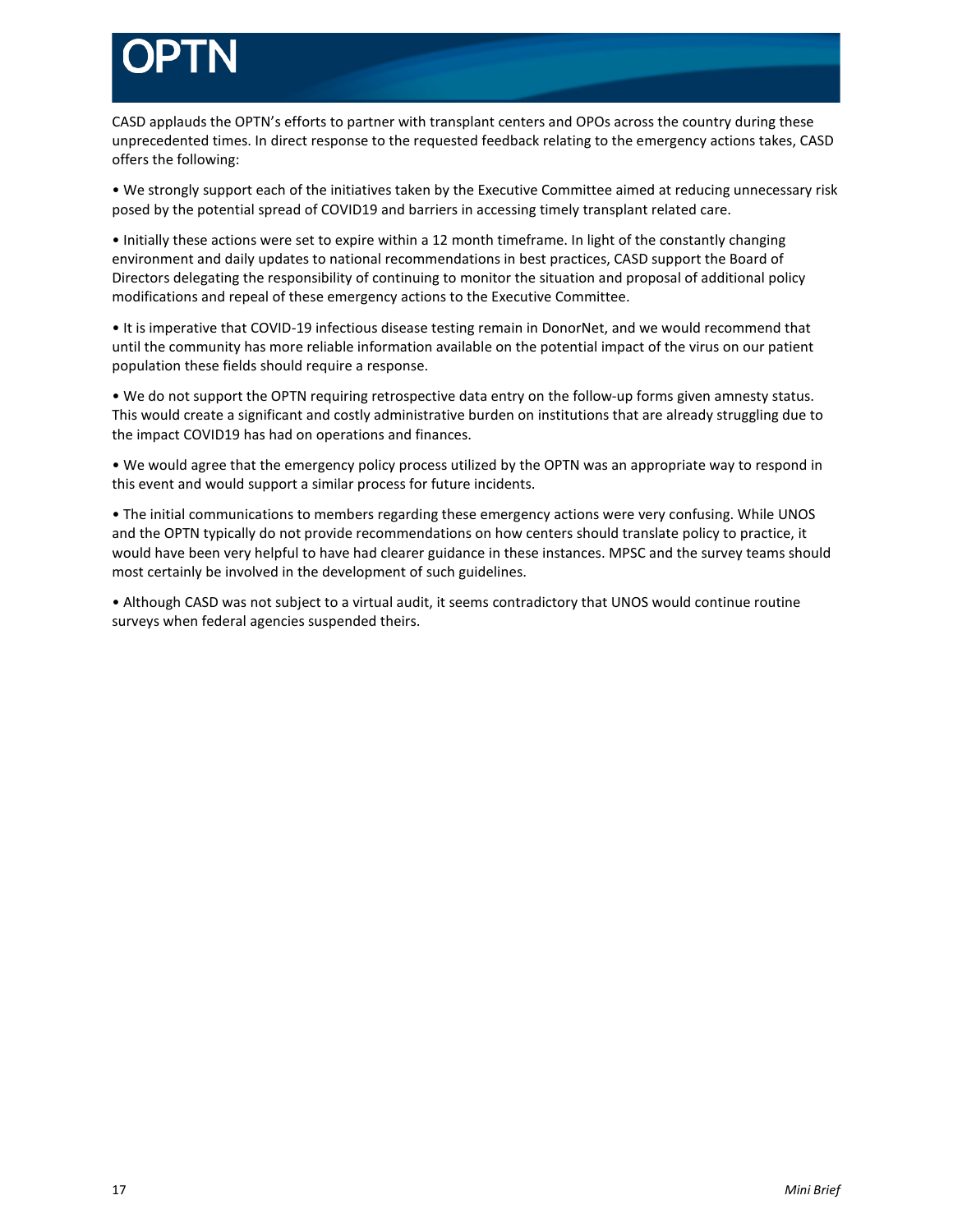CASD applauds the OPTN's efforts to partner with transplant centers and OPOs across the country during these unprecedented times. In direct response to the requested feedback relating to the emergency actions takes, CASD offers the following:

• We strongly support each of the initiatives taken by the Executive Committee aimed at reducing unnecessary risk posed by the potential spread of COVID19 and barriers in accessing timely transplant related care.

• Initially these actions were set to expire within a 12 month timeframe. In light of the constantly changing environment and daily updates to national recommendations in best practices, CASD support the Board of Directors delegating the responsibility of continuing to monitor the situation and proposal of additional policy modifications and repeal of these emergency actions to the Executive Committee.

• It is imperative that COVID-19 infectious disease testing remain in DonorNet, and we would recommend that until the community has more reliable information available on the potential impact of the virus on our patient population these fields should require a response.

• We do not support the OPTN requiring retrospective data entry on the follow-up forms given amnesty status. This would create a significant and costly administrative burden on institutions that are already struggling due to the impact COVID19 has had on operations and finances.

• We would agree that the emergency policy process utilized by the OPTN was an appropriate way to respond in this event and would support a similar process for future incidents.

• The initial communications to members regarding these emergency actions were very confusing. While UNOS and the OPTN typically do not provide recommendations on how centers should translate policy to practice, it would have been very helpful to have had clearer guidance in these instances. MPSC and the survey teams should most certainly be involved in the development of such guidelines.

• Although CASD was not subject to a virtual audit, it seems contradictory that UNOS would continue routine surveys when federal agencies suspended theirs.